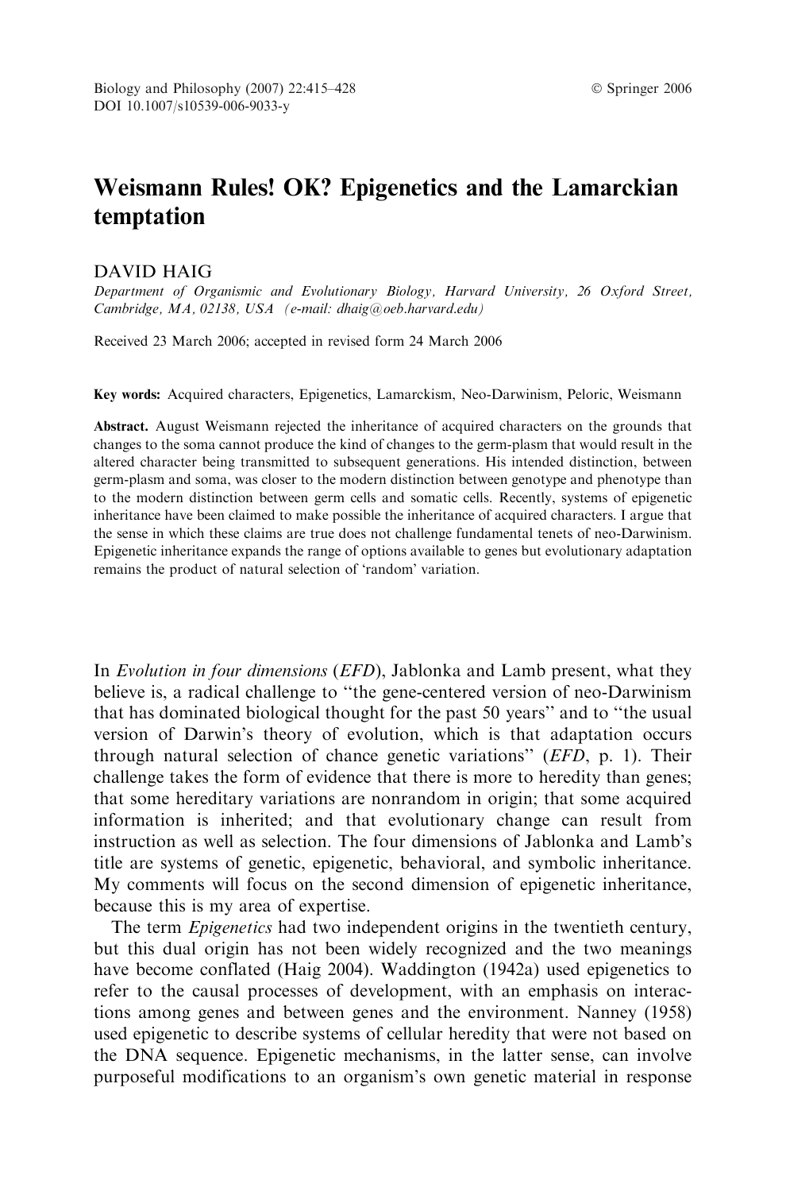# Weismann Rules! OK? Epigenetics and the Lamarckian temptation

DAVID HAIG

*Department of Organismic and Evolutionary Biology, Harvard University, 26 Oxford Street, Cambridge, MA, 02138, USA (e-mail: dhaig@oeb.harvard.edu)*

Received 23 March 2006; accepted in revised form 24 March 2006

**Key words:** Acquired characters, Epigenetics, Lamarckism, Neo-Darwinism, Peloric, Weismann

**Abstract.** August Weismann rejected the inheritance of acquired characters on the grounds that changes to the soma cannot produce the kind of changes to the germ-plasm that would result in the altered character being transmitted to subsequent generations. His intended distinction, between germ-plasm and soma, was closer to the modern distinction between genotype and phenotype than to the modern distinction between germ cells and somatic cells. Recently, systems of epigenetic inheritance have been claimed to make possible the inheritance of acquired characters. I argue that the sense in which these claims are true does not challenge fundamental tenets of neo-Darwinism. Epigenetic inheritance expands the range of options available to genes but evolutionary adaptation remains the product of natural selection of 'random' variation.

In *Evolution in four dimensions* (*EFD*), Jablonka and Lamb present, what they believe is, a radical challenge to "the gene-centered version of neo-Darwinism that has dominated biological thought for the past 50 years" and to "the usual version of Darwin's theory of evolution, which is that adaptation occurs through natural selection of chance genetic variations" (*EFD*, p. 1). Their challenge takes the form of evidence that there is more to heredity than genes; that some hereditary variations are nonrandom in origin; that some acquired information is inherited; and that evolutionary change can result from instruction as well as selection. The four dimensions of Jablonka and Lamb's title are systems of genetic, epigenetic, behavioral, and symbolic inheritance. My comments will focus on the second dimension of epigenetic inheritance, because this is my area of expertise.

The term *Epigenetics* had two independent origins in the twentieth century, but this dual origin has not been widely recognized and the two meanings have become conflated (Haig 2004). Waddington (1942a) used epigenetics to refer to the causal processes of development, with an emphasis on interactions among genes and between genes and the environment. Nanney (1958) used epigenetic to describe systems of cellular heredity that were not based on the DNA sequence. Epigenetic mechanisms, in the latter sense, can involve purposeful modifications to an organism's own genetic material in response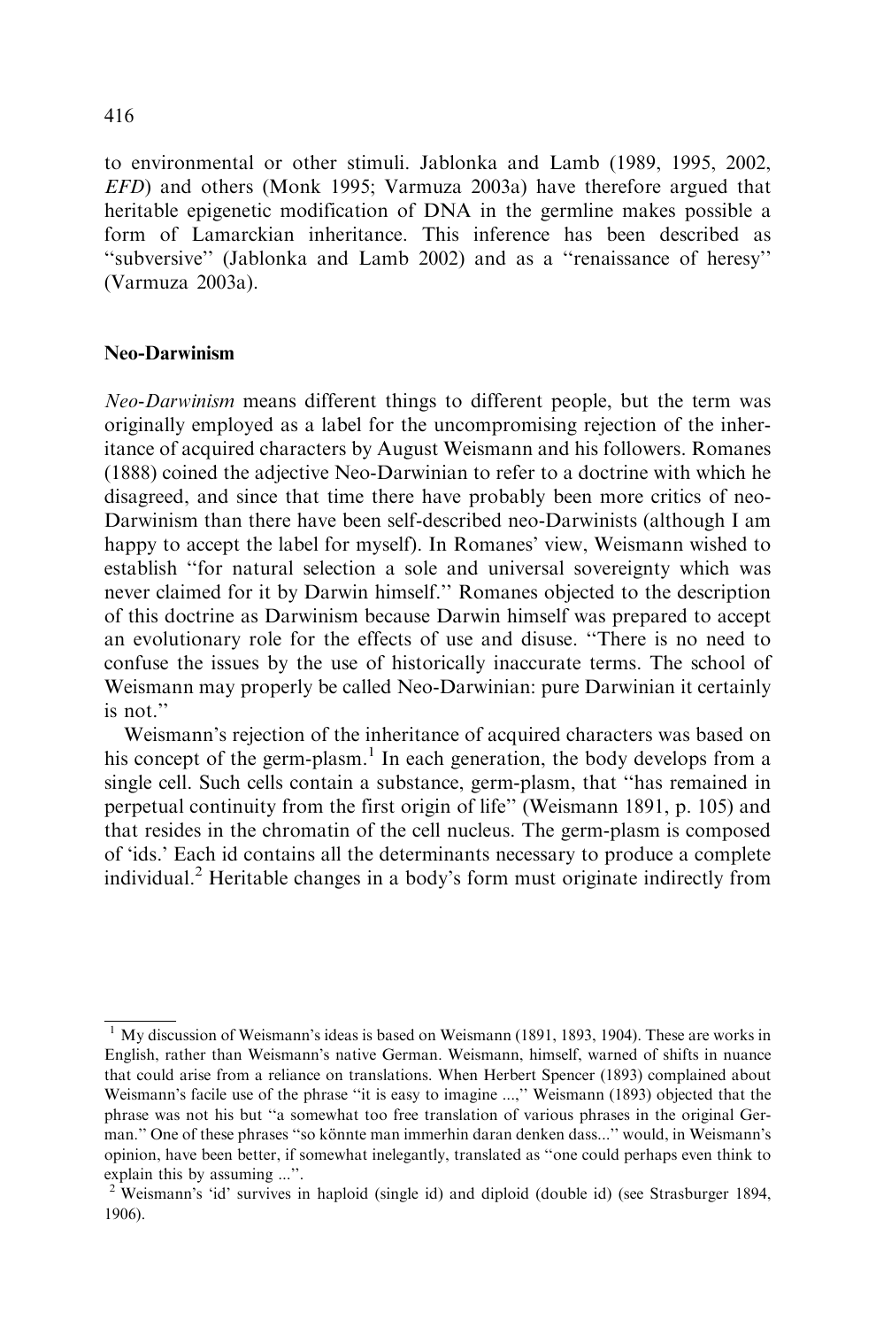to environmental or other stimuli. Jablonka and Lamb (1989, 1995, 2002, *EFD*) and others (Monk 1995; Varmuza 2003a) have therefore argued that heritable epigenetic modification of DNA in the germline makes possible a form of Lamarckian inheritance. This inference has been described as ''subversive'' (Jablonka and Lamb 2002) and as a ''renaissance of heresy'' (Varmuza 2003a).

## Neo-Darwinism

*Neo-Darwinism* means different things to different people, but the term was originally employed as a label for the uncompromising rejection of the inheritance of acquired characters by August Weismann and his followers. Romanes (1888) coined the adjective Neo-Darwinian to refer to a doctrine with which he disagreed, and since that time there have probably been more critics of neo-Darwinism than there have been self-described neo-Darwinists (although I am happy to accept the label for myself). In Romanes' view, Weismann wished to establish ''for natural selection a sole and universal sovereignty which was never claimed for it by Darwin himself.'' Romanes objected to the description of this doctrine as Darwinism because Darwin himself was prepared to accept an evolutionary role for the effects of use and disuse. ''There is no need to confuse the issues by the use of historically inaccurate terms. The school of Weismann may properly be called Neo-Darwinian: pure Darwinian it certainly is not.''

Weismann's rejection of the inheritance of acquired characters was based on his concept of the germ-plasm.[1] In each generation, the body develops from a single cell. Such cells contain a substance, germ-plasm, that ''has remained in perpetual continuity from the first origin of life'' (Weismann 1891, p. 105) and that resides in the chromatin of the cell nucleus. The germ-plasm is composed of 'ids.' Each id contains all the determinants necessary to produce a complete individual.[2] Heritable changes in a body's form must originate indirectly from

---

[1] My discussion of Weismann's ideas is based on Weismann (1891, 1893, 1904). These are works in English, rather than Weismann's native German. Weismann, himself, warned of shifts in nuance that could arise from a reliance on translations. When Herbert Spencer (1893) complained about Weismann's facile use of the phrase ''it is easy to imagine ...,'' Weismann (1893) objected that the phrase was not his but ''a somewhat too free translation of various phrases in the original German.'' One of these phrases ''so könnte man immerhin daran denken dass...'' would, in Weismann's opinion, have been better, if somewhat inelegantly, translated as ''one could perhaps even think to explain this by assuming ...''.

[2] Weismann's 'id' survives in haploid (single id) and diploid (double id) (see Strasburger 1894, 1906).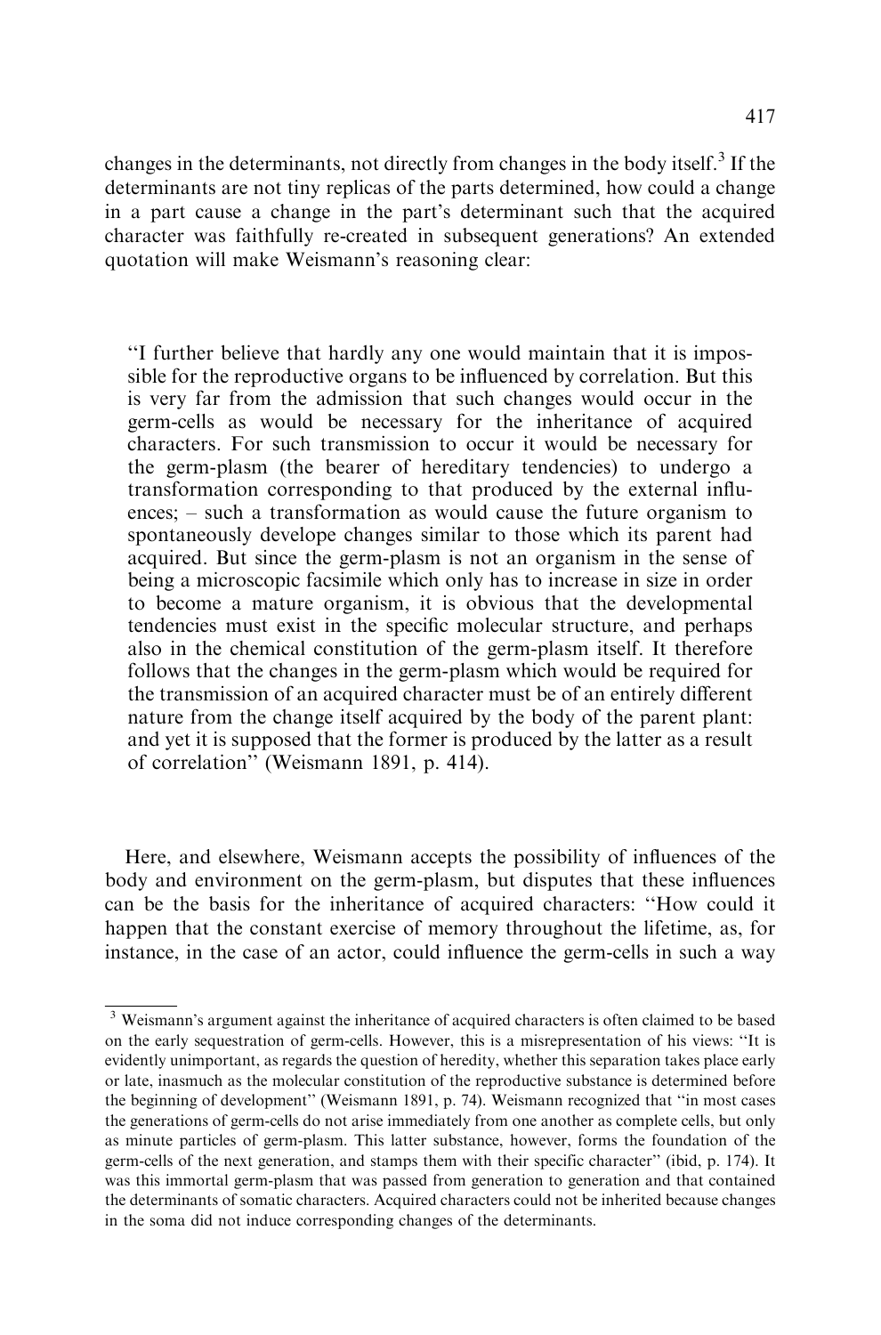changes in the determinants, not directly from changes in the body itself.[3] If the determinants are not tiny replicas of the parts determined, how could a change in a part cause a change in the part's determinant such that the acquired character was faithfully re-created in subsequent generations? An extended quotation will make Weismann's reasoning clear:

> "I further believe that hardly any one would maintain that it is impossible for the reproductive organs to be influenced by correlation. But this is very far from the admission that such changes would occur in the germ-cells as would be necessary for the inheritance of acquired characters. For such transmission to occur it would be necessary for the germ-plasm (the bearer of hereditary tendencies) to undergo a transformation corresponding to that produced by the external influences; – such a transformation as would cause the future organism to spontaneously develope changes similar to those which its parent had acquired. But since the germ-plasm is not an organism in the sense of being a microscopic facsimile which only has to increase in size in order to become a mature organism, it is obvious that the developmental tendencies must exist in the specific molecular structure, and perhaps also in the chemical constitution of the germ-plasm itself. It therefore follows that the changes in the germ-plasm which would be required for the transmission of an acquired character must be of an entirely different nature from the change itself acquired by the body of the parent plant: and yet it is supposed that the former is produced by the latter as a result of correlation" (Weismann 1891, p. 414).

Here, and elsewhere, Weismann accepts the possibility of influences of the body and environment on the germ-plasm, but disputes that these influences can be the basis for the inheritance of acquired characters: "How could it happen that the constant exercise of memory throughout the lifetime, as, for instance, in the case of an actor, could influence the germ-cells in such a way

---

[3] Weismann's argument against the inheritance of acquired characters is often claimed to be based on the early sequestration of germ-cells. However, this is a misrepresentation of his views: "It is evidently unimportant, as regards the question of heredity, whether this separation takes place early or late, inasmuch as the molecular constitution of the reproductive substance is determined before the beginning of development" (Weismann 1891, p. 74). Weismann recognized that "in most cases the generations of germ-cells do not arise immediately from one another as complete cells, but only as minute particles of germ-plasm. This latter substance, however, forms the foundation of the germ-cells of the next generation, and stamps them with their specific character" (ibid, p. 174). It was this immortal germ-plasm that was passed from generation to generation and that contained the determinants of somatic characters. Acquired characters could not be inherited because changes in the soma did not induce corresponding changes of the determinants.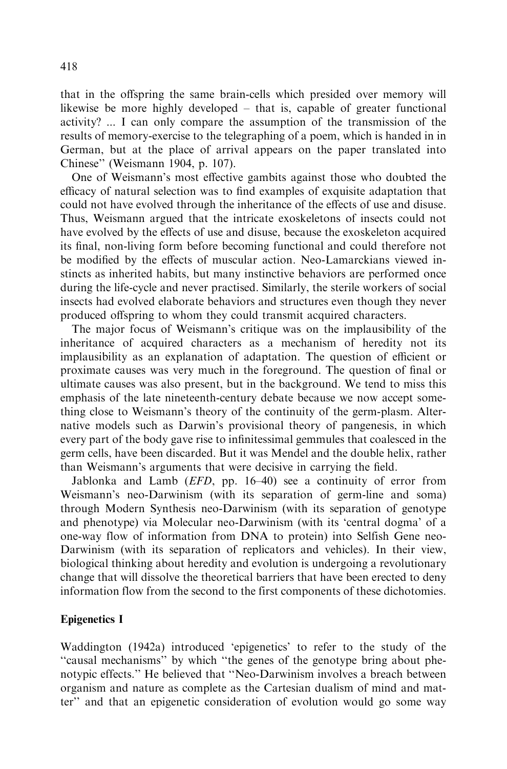that in the offspring the same brain-cells which presided over memory will likewise be more highly developed – that is, capable of greater functional activity? ... I can only compare the assumption of the transmission of the results of memory-exercise to the telegraphing of a poem, which is handed in in German, but at the place of arrival appears on the paper translated into Chinese'' (Weismann 1904, p. 107).

One of Weismann's most effective gambits against those who doubted the efficacy of natural selection was to find examples of exquisite adaptation that could not have evolved through the inheritance of the effects of use and disuse. Thus, Weismann argued that the intricate exoskeletons of insects could not have evolved by the effects of use and disuse, because the exoskeleton acquired its final, non-living form before becoming functional and could therefore not be modified by the effects of muscular action. Neo-Lamarckians viewed instincts as inherited habits, but many instinctive behaviors are performed once during the life-cycle and never practised. Similarly, the sterile workers of social insects had evolved elaborate behaviors and structures even though they never produced offspring to whom they could transmit acquired characters.

The major focus of Weismann's critique was on the implausibility of the inheritance of acquired characters as a mechanism of heredity not its implausibility as an explanation of adaptation. The question of efficient or proximate causes was very much in the foreground. The question of final or ultimate causes was also present, but in the background. We tend to miss this emphasis of the late nineteenth-century debate because we now accept something close to Weismann's theory of the continuity of the germ-plasm. Alternative models such as Darwin's provisional theory of pangenesis, in which every part of the body gave rise to infinitessimal gemmules that coalesced in the germ cells, have been discarded. But it was Mendel and the double helix, rather than Weismann's arguments that were decisive in carrying the field.

Jablonka and Lamb (*EFD*, pp. 16–40) see a continuity of error from Weismann's neo-Darwinism (with its separation of germ-line and soma) through Modern Synthesis neo-Darwinism (with its separation of genotype and phenotype) via Molecular neo-Darwinism (with its 'central dogma' of a one-way flow of information from DNA to protein) into Selfish Gene neo-Darwinism (with its separation of replicators and vehicles). In their view, biological thinking about heredity and evolution is undergoing a revolutionary change that will dissolve the theoretical barriers that have been erected to deny information flow from the second to the first components of these dichotomies.

## Epigenetics I

Waddington (1942a) introduced 'epigenetics' to refer to the study of the "causal mechanisms" by which "the genes of the genotype bring about phenotypic effects." He believed that "Neo-Darwinism involves a breach between organism and nature as complete as the Cartesian dualism of mind and matter" and that an epigenetic consideration of evolution would go some way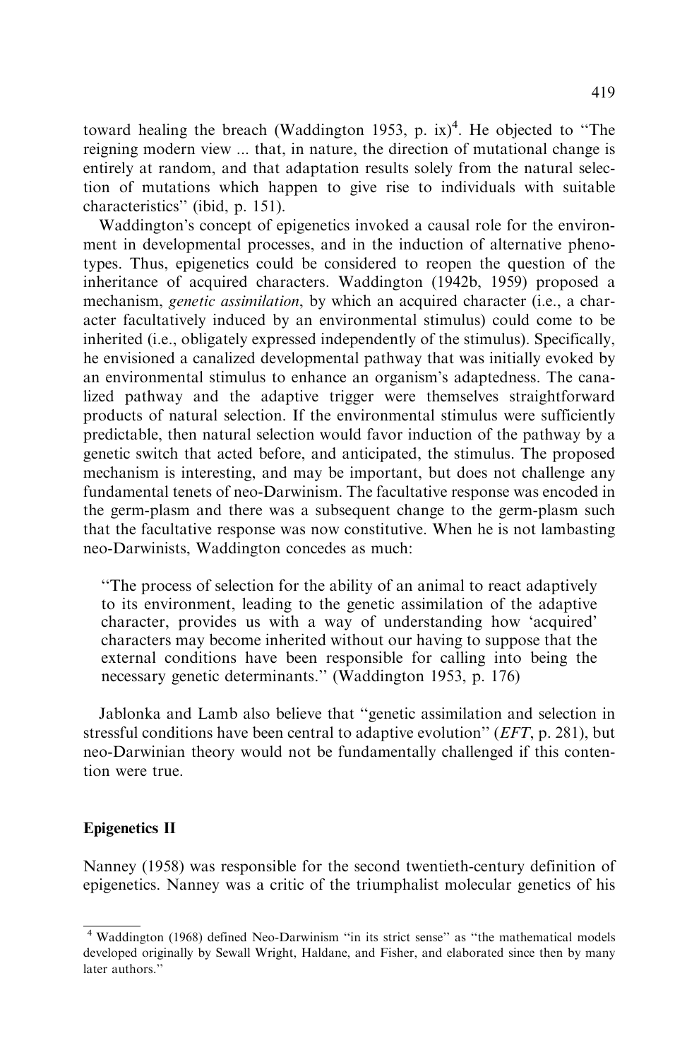toward healing the breach (Waddington 1953, p. ix)[4]. He objected to "The reigning modern view ... that, in nature, the direction of mutational change is entirely at random, and that adaptation results solely from the natural selection of mutations which happen to give rise to individuals with suitable characteristics" (ibid, p. 151).

Waddington's concept of epigenetics invoked a causal role for the environment in developmental processes, and in the induction of alternative phenotypes. Thus, epigenetics could be considered to reopen the question of the inheritance of acquired characters. Waddington (1942b, 1959) proposed a mechanism, *genetic assimilation*, by which an acquired character (i.e., a character facultatively induced by an environmental stimulus) could come to be inherited (i.e., obligately expressed independently of the stimulus). Specifically, he envisioned a canalized developmental pathway that was initially evoked by an environmental stimulus to enhance an organism's adaptedness. The canalized pathway and the adaptive trigger were themselves straightforward products of natural selection. If the environmental stimulus were sufficiently predictable, then natural selection would favor induction of the pathway by a genetic switch that acted before, and anticipated, the stimulus. The proposed mechanism is interesting, and may be important, but does not challenge any fundamental tenets of neo-Darwinism. The facultative response was encoded in the germ-plasm and there was a subsequent change to the germ-plasm such that the facultative response was now constitutive. When he is not lambasting neo-Darwinists, Waddington concedes as much:

> "The process of selection for the ability of an animal to react adaptively to its environment, leading to the genetic assimilation of the adaptive character, provides us with a way of understanding how 'acquired' characters may become inherited without our having to suppose that the external conditions have been responsible for calling into being the necessary genetic determinants." (Waddington 1953, p. 176)

Jablonka and Lamb also believe that "genetic assimilation and selection in stressful conditions have been central to adaptive evolution" (*EFT*, p. 281), but neo-Darwinian theory would not be fundamentally challenged if this contention were true.

## Epigenetics II

Nanney (1958) was responsible for the second twentieth-century definition of epigenetics. Nanney was a critic of the triumphalist molecular genetics of his

---

[4] Waddington (1968) defined Neo-Darwinism "in its strict sense" as "the mathematical models developed originally by Sewall Wright, Haldane, and Fisher, and elaborated since then by many later authors."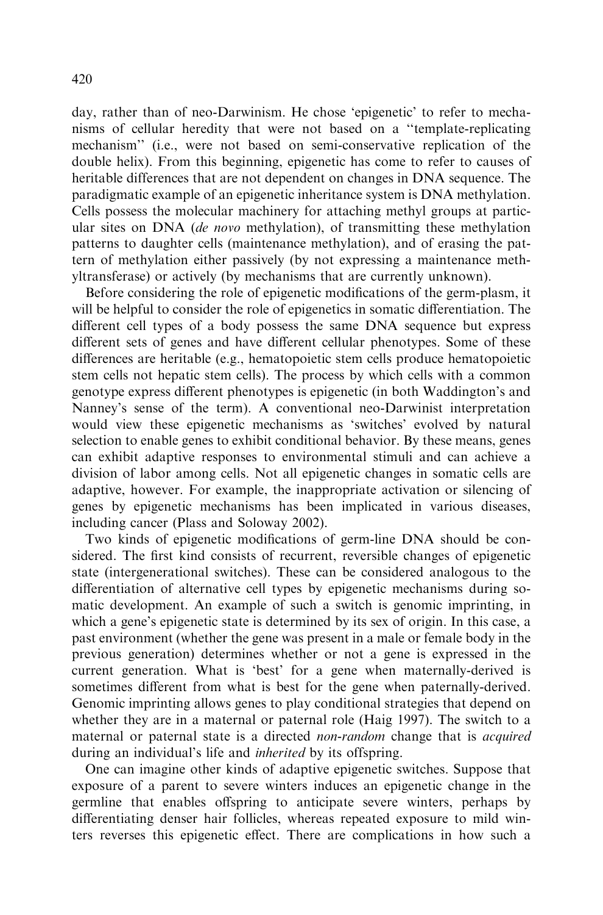day, rather than of neo-Darwinism. He chose 'epigenetic' to refer to mechanisms of cellular heredity that were not based on a "template-replicating mechanism" (i.e., were not based on semi-conservative replication of the double helix). From this beginning, epigenetic has come to refer to causes of heritable differences that are not dependent on changes in DNA sequence. The paradigmatic example of an epigenetic inheritance system is DNA methylation. Cells possess the molecular machinery for attaching methyl groups at particular sites on DNA (*de novo* methylation), of transmitting these methylation patterns to daughter cells (maintenance methylation), and of erasing the pattern of methylation either passively (by not expressing a maintenance methyltransferase) or actively (by mechanisms that are currently unknown).

Before considering the role of epigenetic modifications of the germ-plasm, it will be helpful to consider the role of epigenetics in somatic differentiation. The different cell types of a body possess the same DNA sequence but express different sets of genes and have different cellular phenotypes. Some of these differences are heritable (e.g., hematopoietic stem cells produce hematopoietic stem cells not hepatic stem cells). The process by which cells with a common genotype express different phenotypes is epigenetic (in both Waddington's and Nanney's sense of the term). A conventional neo-Darwinist interpretation would view these epigenetic mechanisms as 'switches' evolved by natural selection to enable genes to exhibit conditional behavior. By these means, genes can exhibit adaptive responses to environmental stimuli and can achieve a division of labor among cells. Not all epigenetic changes in somatic cells are adaptive, however. For example, the inappropriate activation or silencing of genes by epigenetic mechanisms has been implicated in various diseases, including cancer (Plass and Soloway 2002).

Two kinds of epigenetic modifications of germ-line DNA should be considered. The first kind consists of recurrent, reversible changes of epigenetic state (intergenerational switches). These can be considered analogous to the differentiation of alternative cell types by epigenetic mechanisms during somatic development. An example of such a switch is genomic imprinting, in which a gene's epigenetic state is determined by its sex of origin. In this case, a past environment (whether the gene was present in a male or female body in the previous generation) determines whether or not a gene is expressed in the current generation. What is 'best' for a gene when maternally-derived is sometimes different from what is best for the gene when paternally-derived. Genomic imprinting allows genes to play conditional strategies that depend on whether they are in a maternal or paternal role (Haig 1997). The switch to a maternal or paternal state is a directed *non-random* change that is *acquired* during an individual's life and *inherited* by its offspring.

One can imagine other kinds of adaptive epigenetic switches. Suppose that exposure of a parent to severe winters induces an epigenetic change in the germline that enables offspring to anticipate severe winters, perhaps by differentiating denser hair follicles, whereas repeated exposure to mild winters reverses this epigenetic effect. There are complications in how such a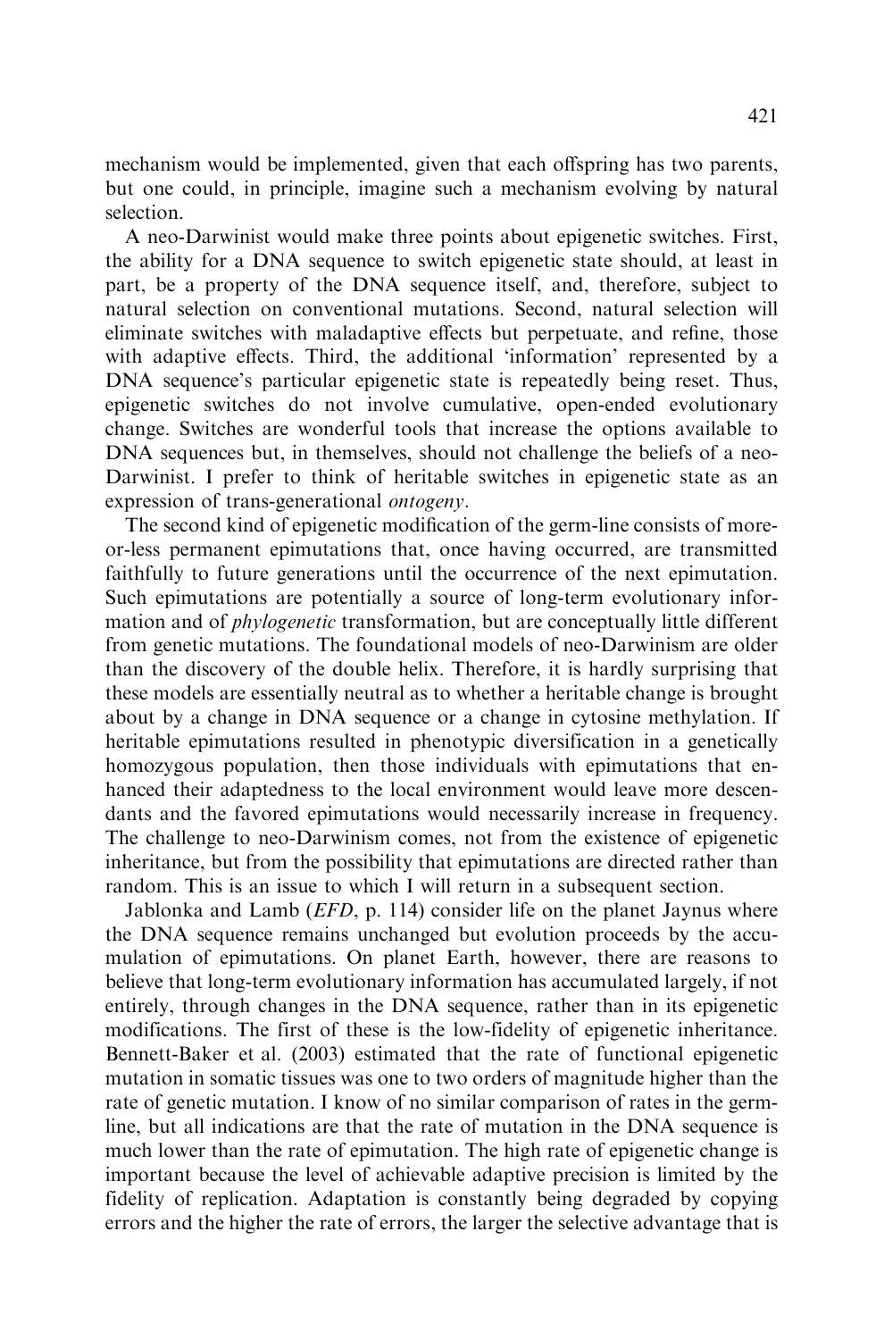mechanism would be implemented, given that each offspring has two parents, but one could, in principle, imagine such a mechanism evolving by natural selection.

A neo-Darwinist would make three points about epigenetic switches. First, the ability for a DNA sequence to switch epigenetic state should, at least in part, be a property of the DNA sequence itself, and, therefore, subject to natural selection on conventional mutations. Second, natural selection will eliminate switches with maladaptive effects but perpetuate, and refine, those with adaptive effects. Third, the additional 'information' represented by a DNA sequence's particular epigenetic state is repeatedly being reset. Thus, epigenetic switches do not involve cumulative, open-ended evolutionary change. Switches are wonderful tools that increase the options available to DNA sequences but, in themselves, should not challenge the beliefs of a neo-Darwinist. I prefer to think of heritable switches in epigenetic state as an expression of trans-generational *ontogeny*.

The second kind of epigenetic modification of the germ-line consists of more-or-less permanent epimutations that, once having occurred, are transmitted faithfully to future generations until the occurrence of the next epimutation. Such epimutations are potentially a source of long-term evolutionary information and of *phylogenetic* transformation, but are conceptually little different from genetic mutations. The foundational models of neo-Darwinism are older than the discovery of the double helix. Therefore, it is hardly surprising that these models are essentially neutral as to whether a heritable change is brought about by a change in DNA sequence or a change in cytosine methylation. If heritable epimutations resulted in phenotypic diversification in a genetically homozygous population, then those individuals with epimutations that enhanced their adaptedness to the local environment would leave more descendants and the favored epimutations would necessarily increase in frequency. The challenge to neo-Darwinism comes, not from the existence of epigenetic inheritance, but from the possibility that epimutations are directed rather than random. This is an issue to which I will return in a subsequent section.

Jablonka and Lamb (*EFD*, p. 114) consider life on the planet Jaynus where the DNA sequence remains unchanged but evolution proceeds by the accumulation of epimutations. On planet Earth, however, there are reasons to believe that long-term evolutionary information has accumulated largely, if not entirely, through changes in the DNA sequence, rather than in its epigenetic modifications. The first of these is the low-fidelity of epigenetic inheritance. Bennett-Baker et al. (2003) estimated that the rate of functional epigenetic mutation in somatic tissues was one to two orders of magnitude higher than the rate of genetic mutation. I know of no similar comparison of rates in the germ-line, but all indications are that the rate of mutation in the DNA sequence is much lower than the rate of epimutation. The high rate of epigenetic change is important because the level of achievable adaptive precision is limited by the fidelity of replication. Adaptation is constantly being degraded by copying errors and the higher the rate of errors, the larger the selective advantage that is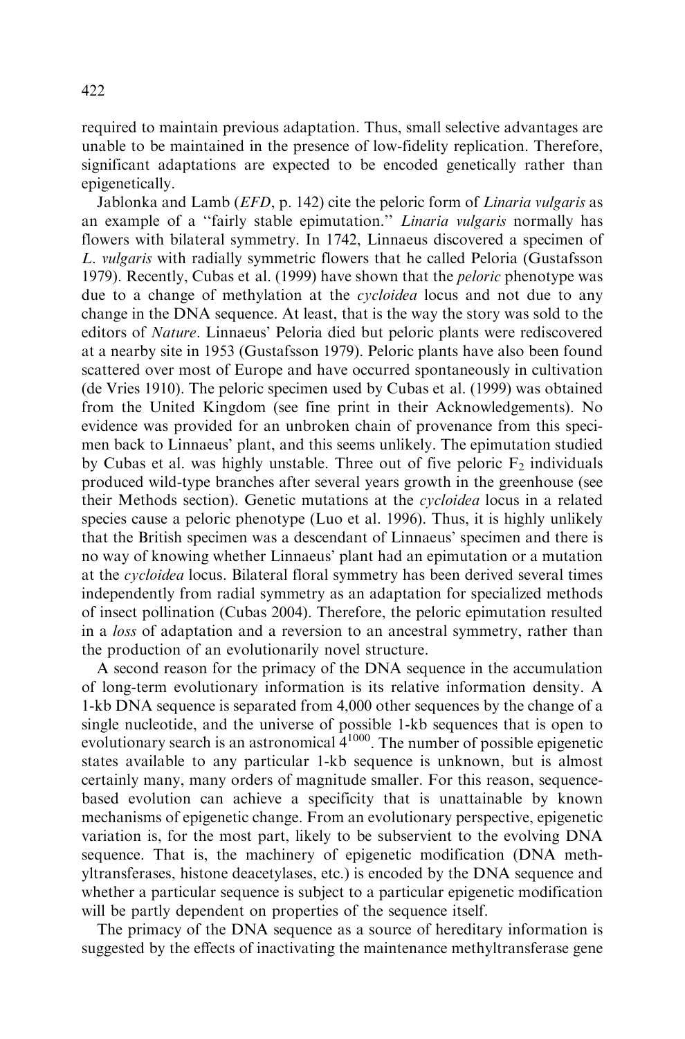required to maintain previous adaptation. Thus, small selective advantages are unable to be maintained in the presence of low-fidelity replication. Therefore, significant adaptations are expected to be encoded genetically rather than epigenetically.

Jablonka and Lamb (*EFD*, p. 142) cite the peloric form of *Linaria vulgaris* as an example of a ''fairly stable epimutation.'' *Linaria vulgaris* normally has flowers with bilateral symmetry. In 1742, Linnaeus discovered a specimen of *L. vulgaris* with radially symmetric flowers that he called Peloria (Gustafsson 1979). Recently, Cubas et al. (1999) have shown that the *peloric* phenotype was due to a change of methylation at the *cycloidea* locus and not due to any change in the DNA sequence. At least, that is the way the story was sold to the editors of *Nature*. Linnaeus' Peloria died but peloric plants were rediscovered at a nearby site in 1953 (Gustafsson 1979). Peloric plants have also been found scattered over most of Europe and have occurred spontaneously in cultivation (de Vries 1910). The peloric specimen used by Cubas et al. (1999) was obtained from the United Kingdom (see fine print in their Acknowledgements). No evidence was provided for an unbroken chain of provenance from this specimen back to Linnaeus' plant, and this seems unlikely. The epimutation studied by Cubas et al. was highly unstable. Three out of five peloric $F_2$ individuals produced wild-type branches after several years growth in the greenhouse (see their Methods section). Genetic mutations at the *cycloidea* locus in a related species cause a peloric phenotype (Luo et al. 1996). Thus, it is highly unlikely that the British specimen was a descendant of Linnaeus' specimen and there is no way of knowing whether Linnaeus' plant had an epimutation or a mutation at the *cycloidea* locus. Bilateral floral symmetry has been derived several times independently from radial symmetry as an adaptation for specialized methods of insect pollination (Cubas 2004). Therefore, the peloric epimutation resulted in a *loss* of adaptation and a reversion to an ancestral symmetry, rather than the production of an evolutionarily novel structure.

A second reason for the primacy of the DNA sequence in the accumulation of long-term evolutionary information is its relative information density. A 1-kb DNA sequence is separated from 4,000 other sequences by the change of a single nucleotide, and the universe of possible 1-kb sequences that is open to evolutionary search is an astronomical $4^{1000}$. The number of possible epigenetic states available to any particular 1-kb sequence is unknown, but is almost certainly many, many orders of magnitude smaller. For this reason, sequence-based evolution can achieve a specificity that is unattainable by known mechanisms of epigenetic change. From an evolutionary perspective, epigenetic variation is, for the most part, likely to be subservient to the evolving DNA sequence. That is, the machinery of epigenetic modification (DNA methyltransferases, histone deacetylases, etc.) is encoded by the DNA sequence and whether a particular sequence is subject to a particular epigenetic modification will be partly dependent on properties of the sequence itself.

The primacy of the DNA sequence as a source of hereditary information is suggested by the effects of inactivating the maintenance methyltransferase gene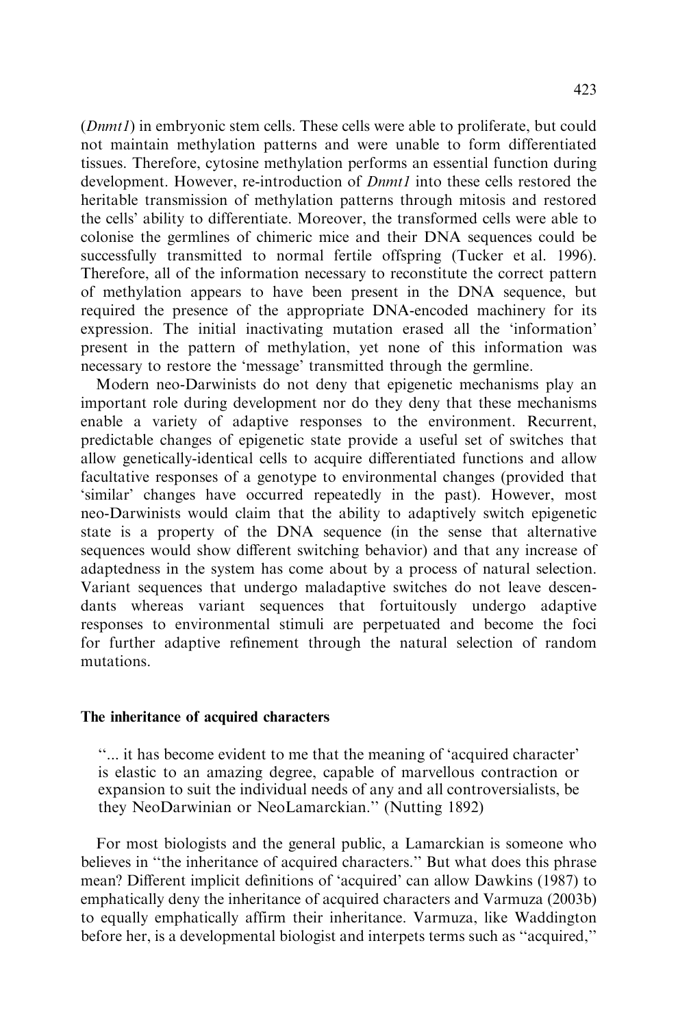(*Dnmt1*) in embryonic stem cells. These cells were able to proliferate, but could not maintain methylation patterns and were unable to form differentiated tissues. Therefore, cytosine methylation performs an essential function during development. However, re-introduction of *Dnmt1* into these cells restored the heritable transmission of methylation patterns through mitosis and restored the cells' ability to differentiate. Moreover, the transformed cells were able to colonise the germlines of chimeric mice and their DNA sequences could be successfully transmitted to normal fertile offspring (Tucker et al. 1996). Therefore, all of the information necessary to reconstitute the correct pattern of methylation appears to have been present in the DNA sequence, but required the presence of the appropriate DNA-encoded machinery for its expression. The initial inactivating mutation erased all the 'information' present in the pattern of methylation, yet none of this information was necessary to restore the 'message' transmitted through the germline.

Modern neo-Darwinists do not deny that epigenetic mechanisms play an important role during development nor do they deny that these mechanisms enable a variety of adaptive responses to the environment. Recurrent, predictable changes of epigenetic state provide a useful set of switches that allow genetically-identical cells to acquire differentiated functions and allow facultative responses of a genotype to environmental changes (provided that 'similar' changes have occurred repeatedly in the past). However, most neo-Darwinists would claim that the ability to adaptively switch epigenetic state is a property of the DNA sequence (in the sense that alternative sequences would show different switching behavior) and that any increase of adaptedness in the system has come about by a process of natural selection. Variant sequences that undergo maladaptive switches do not leave descendants whereas variant sequences that fortuitously undergo adaptive responses to environmental stimuli are perpetuated and become the foci for further adaptive refinement through the natural selection of random mutations.

## The inheritance of acquired characters

> "... it has become evident to me that the meaning of 'acquired character' is elastic to an amazing degree, capable of marvellous contraction or expansion to suit the individual needs of any and all controversialists, be they NeoDarwinian or NeoLamarckian." (Nutting 1892)

For most biologists and the general public, a Lamarckian is someone who believes in "the inheritance of acquired characters." But what does this phrase mean? Different implicit definitions of 'acquired' can allow Dawkins (1987) to emphatically deny the inheritance of acquired characters and Varmuza (2003b) to equally emphatically affirm their inheritance. Varmuza, like Waddington before her, is a developmental biologist and interpets terms such as "acquired,"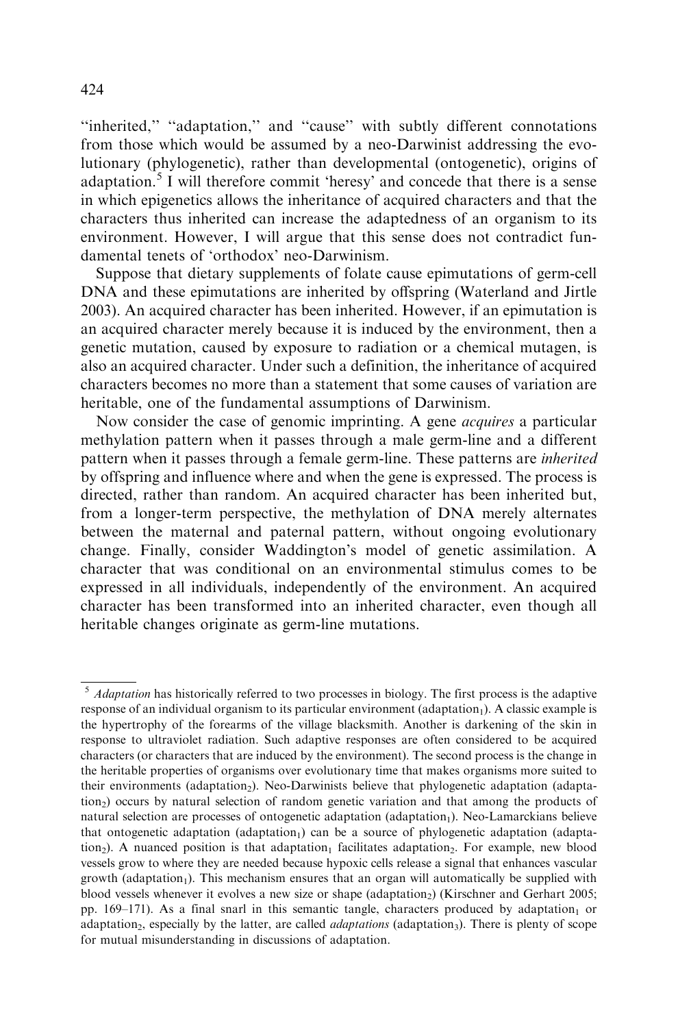"inherited," "adaptation," and "cause" with subtly different connotations from those which would be assumed by a neo-Darwinist addressing the evolutionary (phylogenetic), rather than developmental (ontogenetic), origins of adaptation.[5] I will therefore commit 'heresy' and concede that there is a sense in which epigenetics allows the inheritance of acquired characters and that the characters thus inherited can increase the adaptedness of an organism to its environment. However, I will argue that this sense does not contradict fundamental tenets of 'orthodox' neo-Darwinism.

Suppose that dietary supplements of folate cause epimutations of germ-cell DNA and these epimutations are inherited by offspring (Waterland and Jirtle 2003). An acquired character has been inherited. However, if an epimutation is an acquired character merely because it is induced by the environment, then a genetic mutation, caused by exposure to radiation or a chemical mutagen, is also an acquired character. Under such a definition, the inheritance of acquired characters becomes no more than a statement that some causes of variation are heritable, one of the fundamental assumptions of Darwinism.

Now consider the case of genomic imprinting. A gene *acquires* a particular methylation pattern when it passes through a male germ-line and a different pattern when it passes through a female germ-line. These patterns are *inherited* by offspring and influence where and when the gene is expressed. The process is directed, rather than random. An acquired character has been inherited but, from a longer-term perspective, the methylation of DNA merely alternates between the maternal and paternal pattern, without ongoing evolutionary change. Finally, consider Waddington's model of genetic assimilation. A character that was conditional on an environmental stimulus comes to be expressed in all individuals, independently of the environment. An acquired character has been transformed into an inherited character, even though all heritable changes originate as germ-line mutations.

---

[5] *Adaptation* has historically referred to two processes in biology. The first process is the adaptive response of an individual organism to its particular environment ($\text{adaptation}_1$). A classic example is the hypertrophy of the forearms of the village blacksmith. Another is darkening of the skin in response to ultraviolet radiation. Such adaptive responses are often considered to be acquired characters (or characters that are induced by the environment). The second process is the change in the heritable properties of organisms over evolutionary time that makes organisms more suited to their environments ($\text{adaptation}_2$). Neo-Darwinists believe that phylogenetic adaptation ($\text{adaptation}_2$) occurs by natural selection of random genetic variation and that among the products of natural selection are processes of ontogenetic adaptation ($\text{adaptation}_1$). Neo-Lamarckians believe that ontogenetic adaptation ($\text{adaptation}_1$) can be a source of phylogenetic adaptation ($\text{adaptation}_2$). A nuanced position is that $\text{adaptation}_1$ facilitates $\text{adaptation}_2$. For example, new blood vessels grow to where they are needed because hypoxic cells release a signal that enhances vascular growth ($\text{adaptation}_1$). This mechanism ensures that an organ will automatically be supplied with blood vessels whenever it evolves a new size or shape ($\text{adaptation}_2$) (Kirschner and Gerhart 2005; pp. 169–171). As a final snarl in this semantic tangle, characters produced by $\text{adaptation}_1$ or $\text{adaptation}_2$, especially by the latter, are called *adaptations* ($\text{adaptation}_3$). There is plenty of scope for mutual misunderstanding in discussions of adaptation.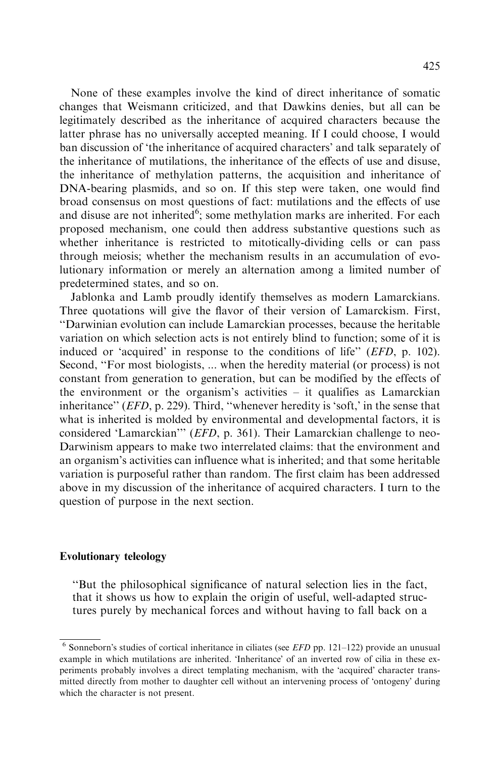None of these examples involve the kind of direct inheritance of somatic changes that Weismann criticized, and that Dawkins denies, but all can be legitimately described as the inheritance of acquired characters because the latter phrase has no universally accepted meaning. If I could choose, I would ban discussion of 'the inheritance of acquired characters' and talk separately of the inheritance of mutilations, the inheritance of the effects of use and disuse, the inheritance of methylation patterns, the acquisition and inheritance of DNA-bearing plasmids, and so on. If this step were taken, one would find broad consensus on most questions of fact: mutilations and the effects of use and disuse are not inherited[6]; some methylation marks are inherited. For each proposed mechanism, one could then address substantive questions such as whether inheritance is restricted to mitotically-dividing cells or can pass through meiosis; whether the mechanism results in an accumulation of evolutionary information or merely an alternation among a limited number of predetermined states, and so on.

Jablonka and Lamb proudly identify themselves as modern Lamarckians. Three quotations will give the flavor of their version of Lamarckism. First, "Darwinian evolution can include Lamarckian processes, because the heritable variation on which selection acts is not entirely blind to function; some of it is induced or 'acquired' in response to the conditions of life" (*EFD*, p. 102). Second, "For most biologists, ... when the heredity material (or process) is not constant from generation to generation, but can be modified by the effects of the environment or the organism's activities – it qualifies as Lamarckian inheritance" (*EFD*, p. 229). Third, "whenever heredity is 'soft,' in the sense that what is inherited is molded by environmental and developmental factors, it is considered 'Lamarckian'" (*EFD*, p. 361). Their Lamarckian challenge to neo-Darwinism appears to make two interrelated claims: that the environment and an organism's activities can influence what is inherited; and that some heritable variation is purposeful rather than random. The first claim has been addressed above in my discussion of the inheritance of acquired characters. I turn to the question of purpose in the next section.

## Evolutionary teleology

> "But the philosophical significance of natural selection lies in the fact, that it shows us how to explain the origin of useful, well-adapted structures purely by mechanical forces and without having to fall back on a

[6] Sonneborn's studies of cortical inheritance in ciliates (see *EFD* pp. 121–122) provide an unusual example in which mutilations are inherited. 'Inheritance' of an inverted row of cilia in these experiments probably involves a direct templating mechanism, with the 'acquired' character transmitted directly from mother to daughter cell without an intervening process of 'ontogeny' during which the character is not present.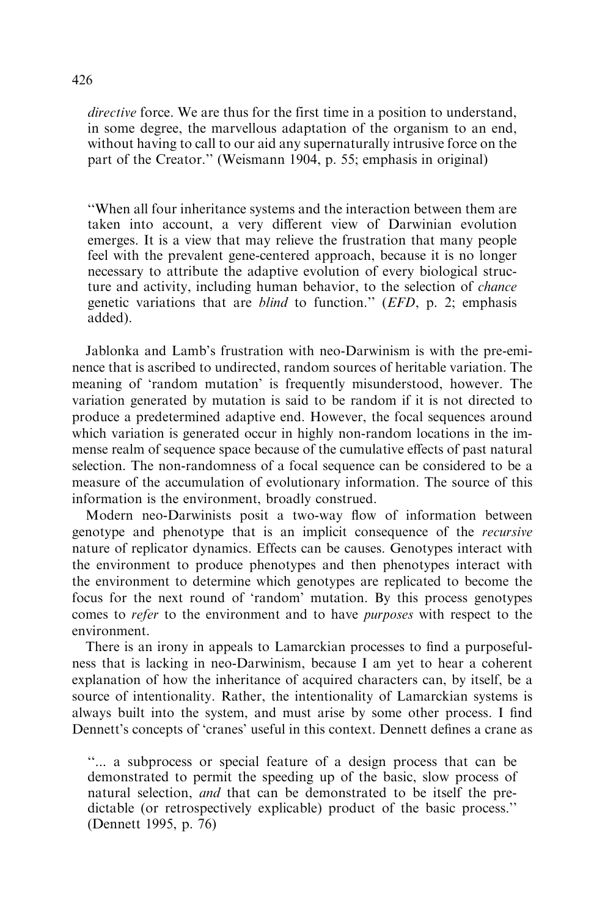*directive* force. We are thus for the first time in a position to understand, in some degree, the marvellous adaptation of the organism to an end, without having to call to our aid any supernaturally intrusive force on the part of the Creator.'' (Weismann 1904, p. 55; emphasis in original)

> ''When all four inheritance systems and the interaction between them are taken into account, a very different view of Darwinian evolution emerges. It is a view that may relieve the frustration that many people feel with the prevalent gene-centered approach, because it is no longer necessary to attribute the adaptive evolution of every biological structure and activity, including human behavior, to the selection of *chance* genetic variations that are *blind* to function.'' (*EFD*, p. 2; emphasis added).

Jablonka and Lamb's frustration with neo-Darwinism is with the pre-eminence that is ascribed to undirected, random sources of heritable variation. The meaning of 'random mutation' is frequently misunderstood, however. The variation generated by mutation is said to be random if it is not directed to produce a predetermined adaptive end. However, the focal sequences around which variation is generated occur in highly non-random locations in the immense realm of sequence space because of the cumulative effects of past natural selection. The non-randomness of a focal sequence can be considered to be a measure of the accumulation of evolutionary information. The source of this information is the environment, broadly construed.

Modern neo-Darwinists posit a two-way flow of information between genotype and phenotype that is an implicit consequence of the *recursive* nature of replicator dynamics. Effects can be causes. Genotypes interact with the environment to produce phenotypes and then phenotypes interact with the environment to determine which genotypes are replicated to become the focus for the next round of 'random' mutation. By this process genotypes comes to *refer* to the environment and to have *purposes* with respect to the environment.

There is an irony in appeals to Lamarckian processes to find a purposefulness that is lacking in neo-Darwinism, because I am yet to hear a coherent explanation of how the inheritance of acquired characters can, by itself, be a source of intentionality. Rather, the intentionality of Lamarckian systems is always built into the system, and must arise by some other process. I find Dennett's concepts of 'cranes' useful in this context. Dennett defines a crane as

> ''... a subprocess or special feature of a design process that can be demonstrated to permit the speeding up of the basic, slow process of natural selection, *and* that can be demonstrated to be itself the predictable (or retrospectively explicable) product of the basic process.'' (Dennett 1995, p. 76)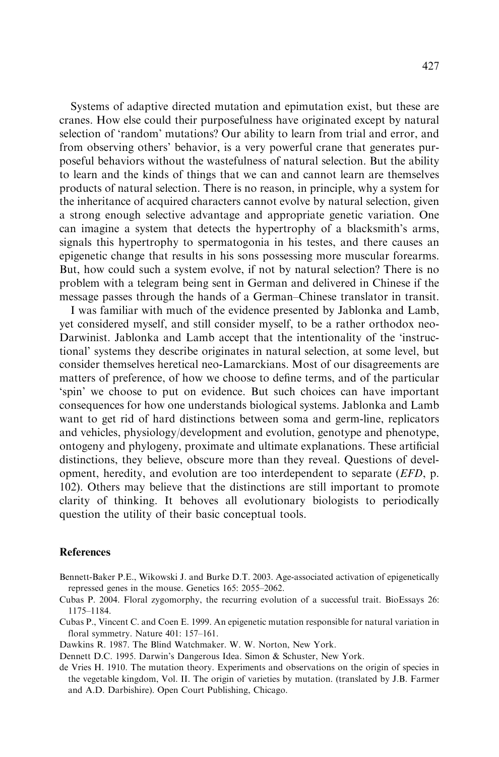Systems of adaptive directed mutation and epimutation exist, but these are cranes. How else could their purposefulness have originated except by natural selection of 'random' mutations? Our ability to learn from trial and error, and from observing others' behavior, is a very powerful crane that generates purposeful behaviors without the wastefulness of natural selection. But the ability to learn and the kinds of things that we can and cannot learn are themselves products of natural selection. There is no reason, in principle, why a system for the inheritance of acquired characters cannot evolve by natural selection, given a strong enough selective advantage and appropriate genetic variation. One can imagine a system that detects the hypertrophy of a blacksmith's arms, signals this hypertrophy to spermatogonia in his testes, and there causes an epigenetic change that results in his sons possessing more muscular forearms. But, how could such a system evolve, if not by natural selection? There is no problem with a telegram being sent in German and delivered in Chinese if the message passes through the hands of a German–Chinese translator in transit.

I was familiar with much of the evidence presented by Jablonka and Lamb, yet considered myself, and still consider myself, to be a rather orthodox neo-Darwinist. Jablonka and Lamb accept that the intentionality of the 'instructional' systems they describe originates in natural selection, at some level, but consider themselves heretical neo-Lamarckians. Most of our disagreements are matters of preference, of how we choose to define terms, and of the particular 'spin' we choose to put on evidence. But such choices can have important consequences for how one understands biological systems. Jablonka and Lamb want to get rid of hard distinctions between soma and germ-line, replicators and vehicles, physiology/development and evolution, genotype and phenotype, ontogeny and phylogeny, proximate and ultimate explanations. These artificial distinctions, they believe, obscure more than they reveal. Questions of development, heredity, and evolution are too interdependent to separate (*EFD*, p. 102). Others may believe that the distinctions are still important to promote clarity of thinking. It behoves all evolutionary biologists to periodically question the utility of their basic conceptual tools.

## References

Bennett-Baker P.E., Wikowski J. and Burke D.T. 2003. Age-associated activation of epigenetically repressed genes in the mouse. Genetics 165: 2055–2062.

Cubas P. 2004. Floral zygomorphy, the recurring evolution of a successful trait. BioEssays 26: 1175–1184.

Cubas P., Vincent C. and Coen E. 1999. An epigenetic mutation responsible for natural variation in floral symmetry. Nature 401: 157–161.

Dawkins R. 1987. The Blind Watchmaker. W. W. Norton, New York.

Dennett D.C. 1995. Darwin's Dangerous Idea. Simon & Schuster, New York.

de Vries H. 1910. The mutation theory. Experiments and observations on the origin of species in the vegetable kingdom, Vol. II. The origin of varieties by mutation. (translated by J.B. Farmer and A.D. Darbishire). Open Court Publishing, Chicago.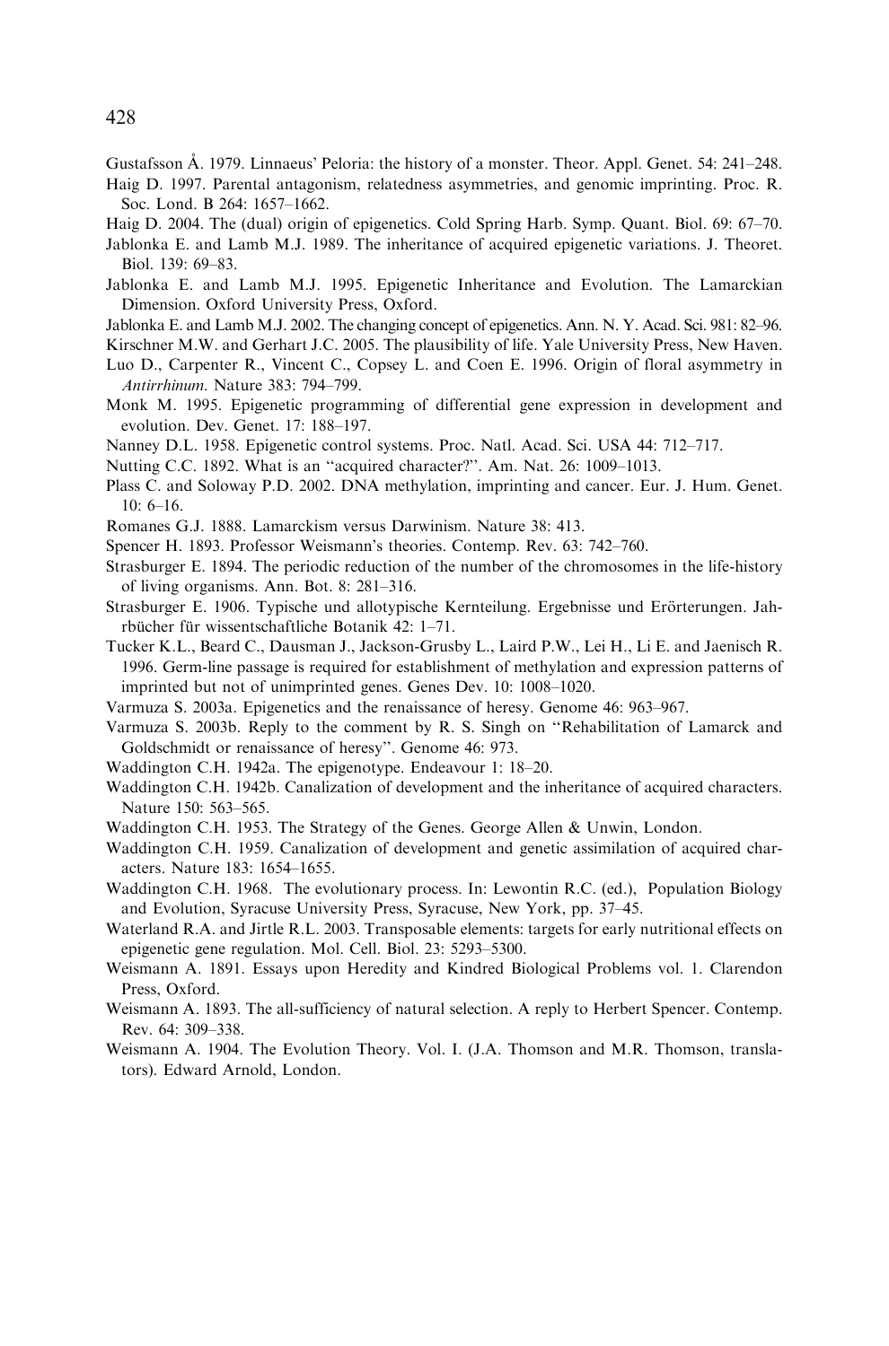Gustafsson Å. 1979. Linnaeus' Peloria: the history of a monster. Theor. Appl. Genet. 54: 241–248.

Haig D. 1997. Parental antagonism, relatedness asymmetries, and genomic imprinting. Proc. R. Soc. Lond. B 264: 1657–1662.

Haig D. 2004. The (dual) origin of epigenetics. Cold Spring Harb. Symp. Quant. Biol. 69: 67–70.

Jablonka E. and Lamb M.J. 1989. The inheritance of acquired epigenetic variations. J. Theoret. Biol. 139: 69–83.

Jablonka E. and Lamb M.J. 1995. Epigenetic Inheritance and Evolution. The Lamarckian Dimension. Oxford University Press, Oxford.

Jablonka E. and Lamb M.J. 2002. The changing concept of epigenetics. Ann. N. Y. Acad. Sci. 981: 82–96.

Kirschner M.W. and Gerhart J.C. 2005. The plausibility of life. Yale University Press, New Haven.

Luo D., Carpenter R., Vincent C., Copsey L. and Coen E. 1996. Origin of floral asymmetry in *Antirrhinum*. Nature 383: 794–799.

Monk M. 1995. Epigenetic programming of differential gene expression in development and evolution. Dev. Genet. 17: 188–197.

Nanney D.L. 1958. Epigenetic control systems. Proc. Natl. Acad. Sci. USA 44: 712–717.

Nutting C.C. 1892. What is an "acquired character?". Am. Nat. 26: 1009–1013.

Plass C. and Soloway P.D. 2002. DNA methylation, imprinting and cancer. Eur. J. Hum. Genet. 10: 6–16.

Romanes G.J. 1888. Lamarckism versus Darwinism. Nature 38: 413.

Spencer H. 1893. Professor Weismann's theories. Contemp. Rev. 63: 742–760.

Strasburger E. 1894. The periodic reduction of the number of the chromosomes in the life-history of living organisms. Ann. Bot. 8: 281–316.

Strasburger E. 1906. Typische und allotypische Kernteilung. Ergebnisse und Erörterungen. Jahrbücher für wissentschaftliche Botanik 42: 1–71.

Tucker K.L., Beard C., Dausman J., Jackson-Grusby L., Laird P.W., Lei H., Li E. and Jaenisch R. 1996. Germ-line passage is required for establishment of methylation and expression patterns of imprinted but not of unimprinted genes. Genes Dev. 10: 1008–1020.

Varmuza S. 2003a. Epigenetics and the renaissance of heresy. Genome 46: 963–967.

Varmuza S. 2003b. Reply to the comment by R. S. Singh on "Rehabilitation of Lamarck and Goldschmidt or renaissance of heresy". Genome 46: 973.

Waddington C.H. 1942a. The epigenotype. Endeavour 1: 18–20.

Waddington C.H. 1942b. Canalization of development and the inheritance of acquired characters. Nature 150: 563–565.

Waddington C.H. 1953. The Strategy of the Genes. George Allen & Unwin, London.

Waddington C.H. 1959. Canalization of development and genetic assimilation of acquired characters. Nature 183: 1654–1655.

Waddington C.H. 1968. The evolutionary process. In: Lewontin R.C. (ed.), Population Biology and Evolution, Syracuse University Press, Syracuse, New York, pp. 37–45.

Waterland R.A. and Jirtle R.L. 2003. Transposable elements: targets for early nutritional effects on epigenetic gene regulation. Mol. Cell. Biol. 23: 5293–5300.

Weismann A. 1891. Essays upon Heredity and Kindred Biological Problems vol. 1. Clarendon Press, Oxford.

Weismann A. 1893. The all-sufficiency of natural selection. A reply to Herbert Spencer. Contemp. Rev. 64: 309–338.

Weismann A. 1904. The Evolution Theory. Vol. I. (J.A. Thomson and M.R. Thomson, translators). Edward Arnold, London.